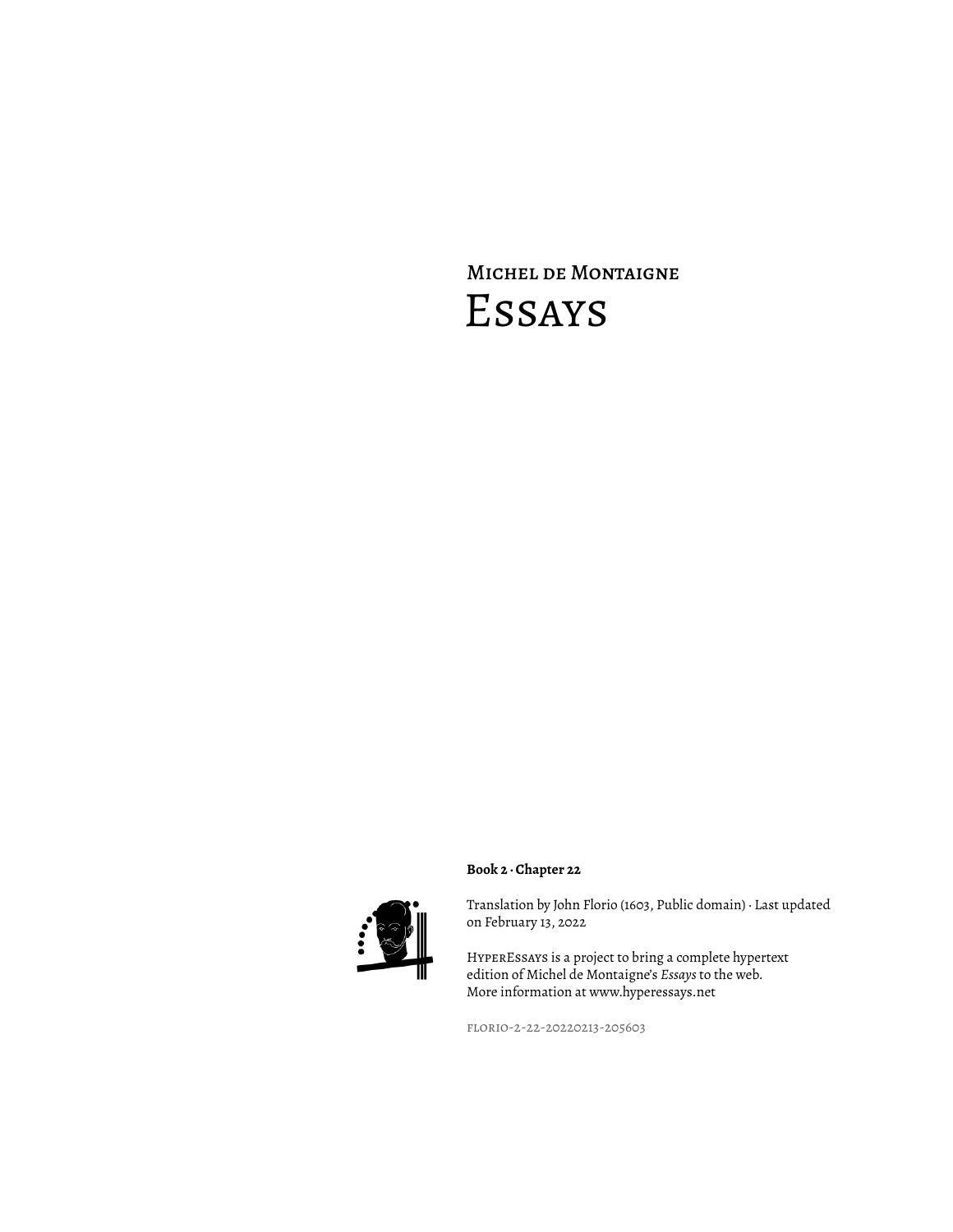Michel de Montaigne

# Essays

**Book 2 · Chapter 22**

Translation by John Florio (1603, Public domain) · Last updated on February 13, 2022

HyperEssays is a project to bring a complete hypertext edition of Michel de Montaigne's *Essays* to the web. More information at www.hyperessays.net

florio-2-22-20220213-205603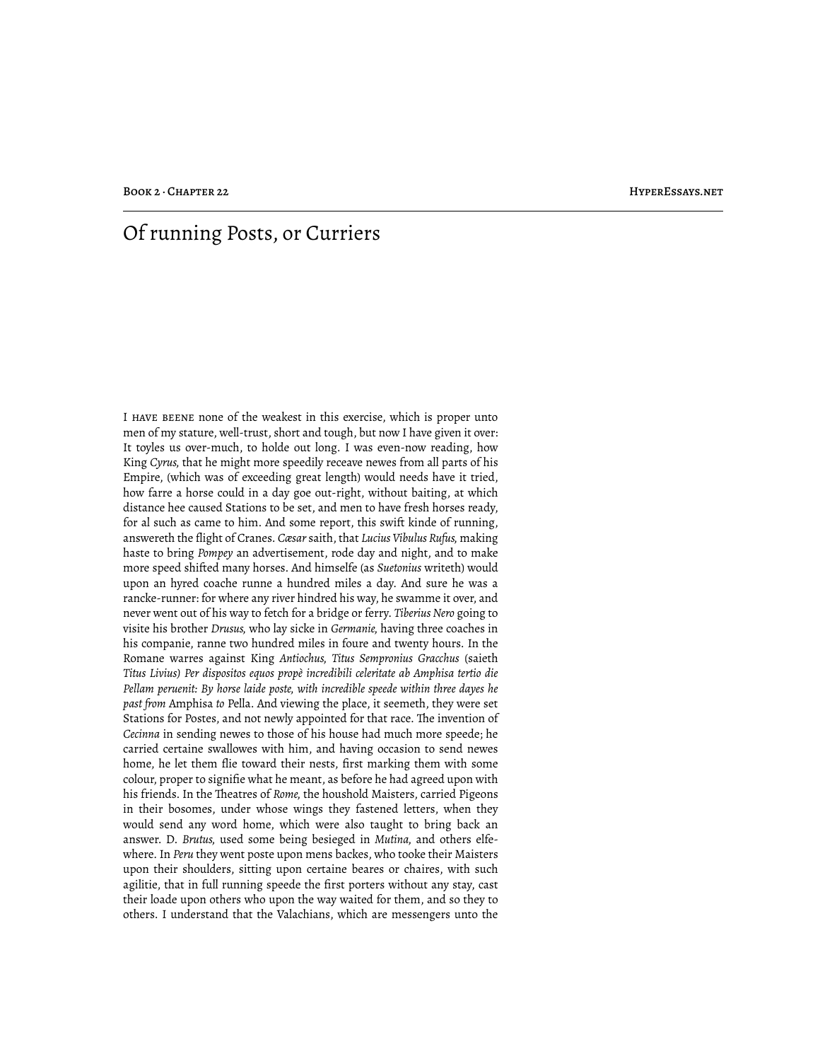# Of running Posts, or Curriers

I HAVE BEENE none of the weakest in this exercise, which is proper unto men of my stature, well-trust, short and tough, but now I have given it over: It toyles us over-much, to holde out long. I was even-now reading, how King *Cyrus,* that he might more speedily receave newes from all parts of his Empire, (which was of exceeding great length) would needs have it tried, how farre a horse could in a day goe out-right, without baiting, at which distance hee caused Stations to be set, and men to have fresh horses ready, for al such as came to him. And some report, this swift kinde of running, answereth the flight of Cranes. *Cæsar* saith, that *Lucius Vibulus Rufus,* making haste to bring *Pompey* an advertisement, rode day and night, and to make more speed shifted many horses. And himselfe (as *Suetonius* writeth) would upon an hyred coache runne a hundred miles a day. And sure he was a rancke-runner: for where any river hindred his way, he swamme it over, and never went out of his way to fetch for a bridge or ferry. *Tiberius Nero* going to visite his brother *Drusus,* who lay sicke in *Germanie,* having three coaches in his companie, ranne two hundred miles in foure and twenty hours. In the Romane warres against King *Antiochus, Titus Sempronius Gracchus* (saieth *Titus Livius) Per dispositos equos propè incredibili celeritate ab Amphisa tertio die Pellam peruenit: By horse laide poste, with incredible speede within three dayes he past from* Amphisa *to* Pella. And viewing the place, it seemeth, they were set Stations for Postes, and not newly appointed for that race. The invention of *Cecinna* in sending newes to those of his house had much more speede; he carried certaine swallowes with him, and having occasion to send newes home, he let them flie toward their nests, first marking them with some colour, proper to signifie what he meant, as before he had agreed upon with his friends. In the Theatres of *Rome,* the houshold Maisters, carried Pigeons in their bosomes, under whose wings they fastened letters, when they would send any word home, which were also taught to bring back an answer. D. *Brutus,* used some being besieged in *Mutina,* and others elfe-where. In *Peru* they went poste upon mens backes, who tooke their Maisters upon their shoulders, sitting upon certaine beares or chaires, with such agilitie, that in full running speede the first porters without any stay, cast their loade upon others who upon the way waited for them, and so they to others. I understand that the Valachians, which are messengers unto the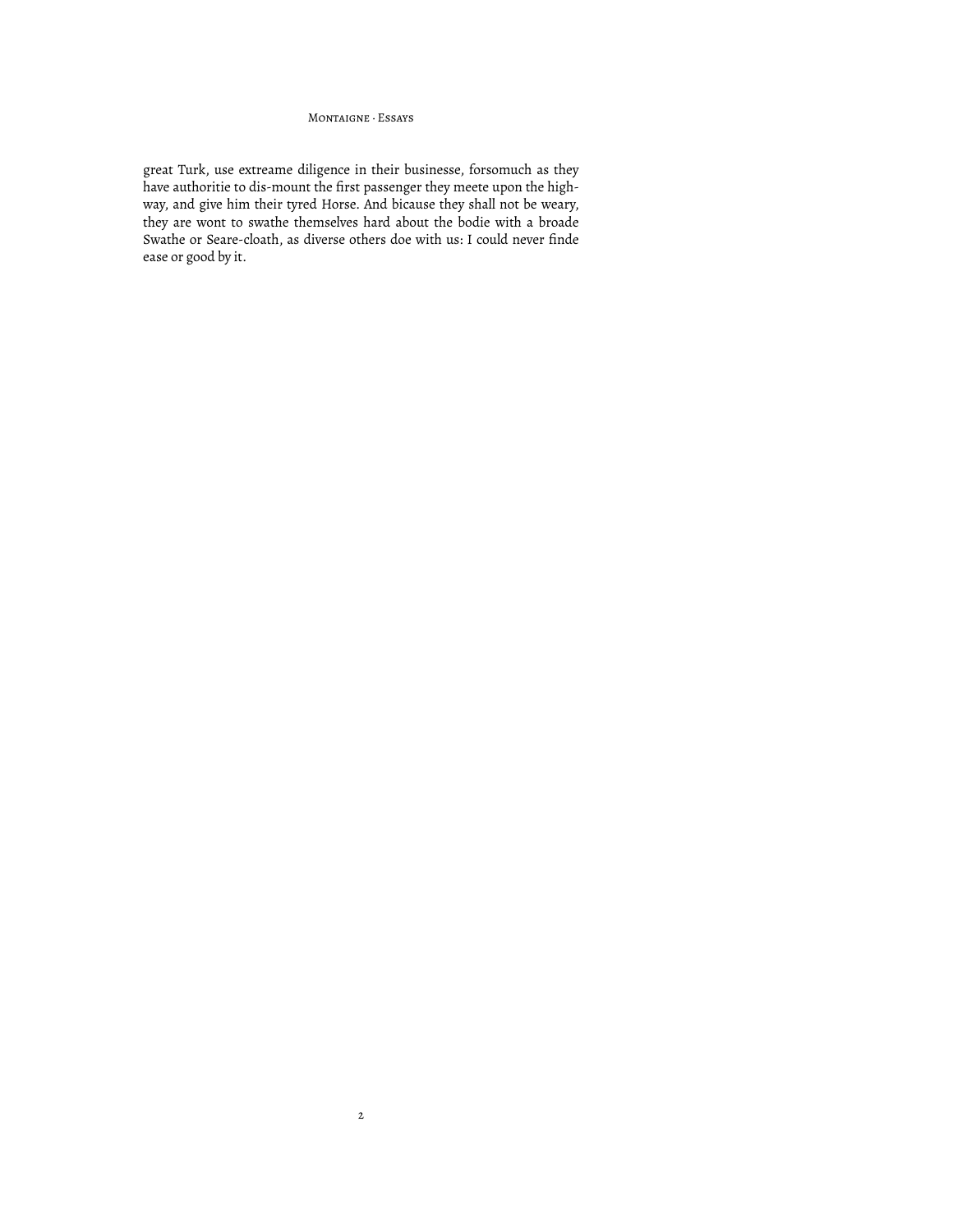great Turk, use extreame diligence in their businesse, forsomuch as they have authoritie to dis-mount the first passenger they meete upon the high-way, and give him their tyred Horse. And bicause they shall not be weary, they are wont to swathe themselves hard about the bodie with a broade Swathe or Seare-cloath, as diverse others doe with us: I could never finde ease or good by it.